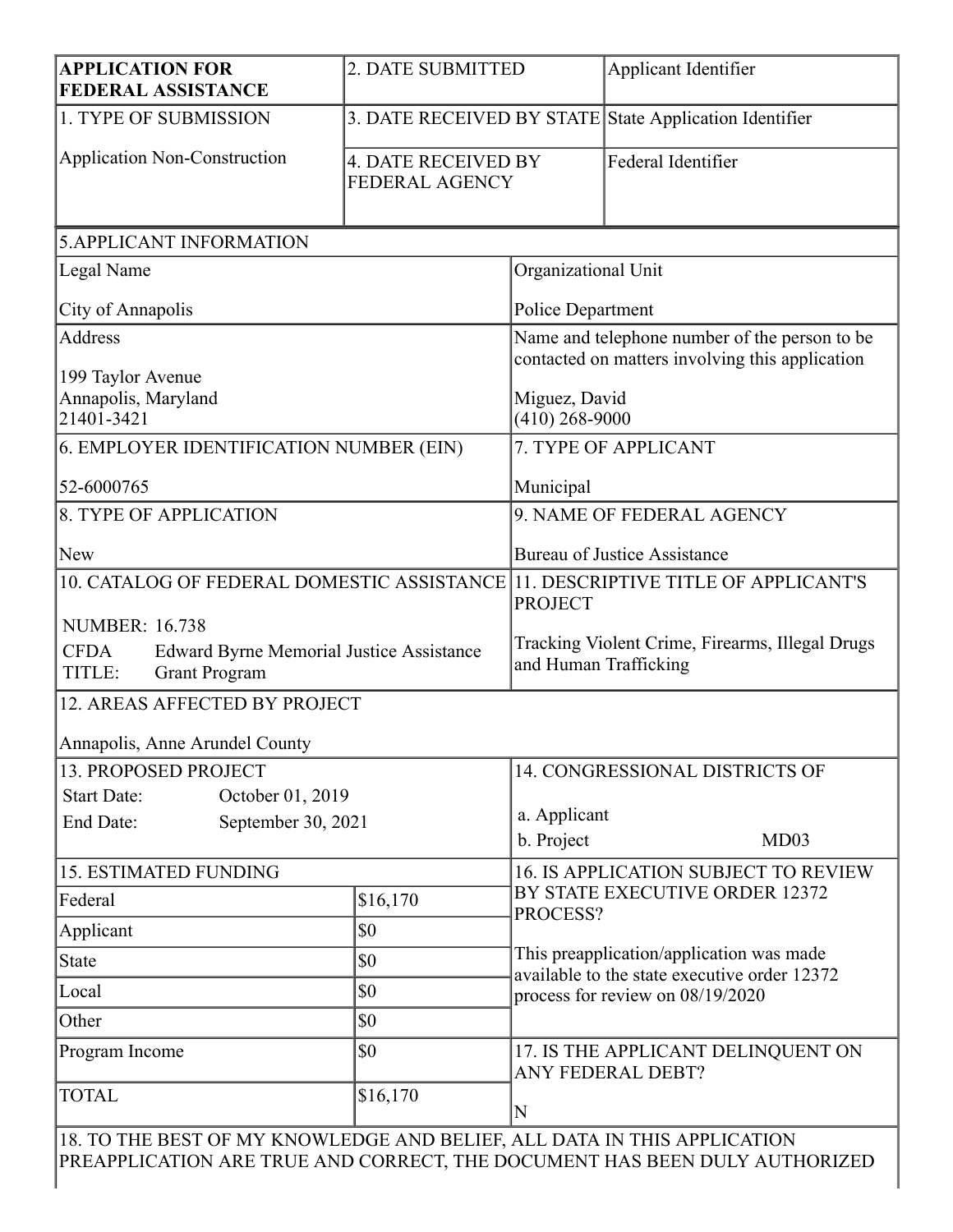| APPLICATION FOR FEDERAL ASSISTANCE | 2. DATE SUBMITTED | Applicant Identifier |
|---|---|---|
| 1. TYPE OF SUBMISSION<br><br>Application Non-Construction | 3. DATE RECEIVED BY STATE | State Application Identifier |
| | 4. DATE RECEIVED BY FEDERAL AGENCY | Federal Identifier |

| 5.APPLICANT INFORMATION | |
|---|---|
| Legal Name<br><br>City of Annapolis | Organizational Unit<br><br>Police Department |
| Address<br><br>199 Taylor Avenue<br>Annapolis, Maryland<br>21401-3421 | Name and telephone number of the person to be contacted on matters involving this application<br><br>Miguez, David<br>(410) 268-9000 |
| 6. EMPLOYER IDENTIFICATION NUMBER (EIN)<br><br>52-6000765 | 7. TYPE OF APPLICANT<br><br>Municipal |
| 8. TYPE OF APPLICATION<br><br>New | 9. NAME OF FEDERAL AGENCY<br><br>Bureau of Justice Assistance |
| 10. CATALOG OF FEDERAL DOMESTIC ASSISTANCE<br><br>NUMBER: 16.738<br>CFDA TITLE: Edward Byrne Memorial Justice Assistance Grant Program | 11. DESCRIPTIVE TITLE OF APPLICANT'S PROJECT<br><br>Tracking Violent Crime, Firearms, Illegal Drugs and Human Trafficking |
| 12. AREAS AFFECTED BY PROJECT<br><br>Annapolis, Anne Arundel County | |
| 13. PROPOSED PROJECT<br>Start Date: October 01, 2019<br>End Date: September 30, 2021 | 14. CONGRESSIONAL DISTRICTS OF<br><br>a. Applicant<br>b. Project MD03 |

| 15. ESTIMATED FUNDING | | |
|---|---|---|
| Federal | $16,170 | 16. IS APPLICATION SUBJECT TO REVIEW BY STATE EXECUTIVE ORDER 12372 PROCESS?<br><br>This preapplication/application was made available to the state executive order 12372 process for review on 08/19/2020 |
| Applicant | $0 | |
| State | $0 | |
| Local | $0 | |
| Other | $0 | |
| Program Income | $0 | 17. IS THE APPLICANT DELINQUENT ON ANY FEDERAL DEBT?<br><br>N |
| TOTAL | $16,170 | |

18. TO THE BEST OF MY KNOWLEDGE AND BELIEF, ALL DATA IN THIS APPLICATION PREAPPLICATION ARE TRUE AND CORRECT, THE DOCUMENT HAS BEEN DULY AUTHORIZED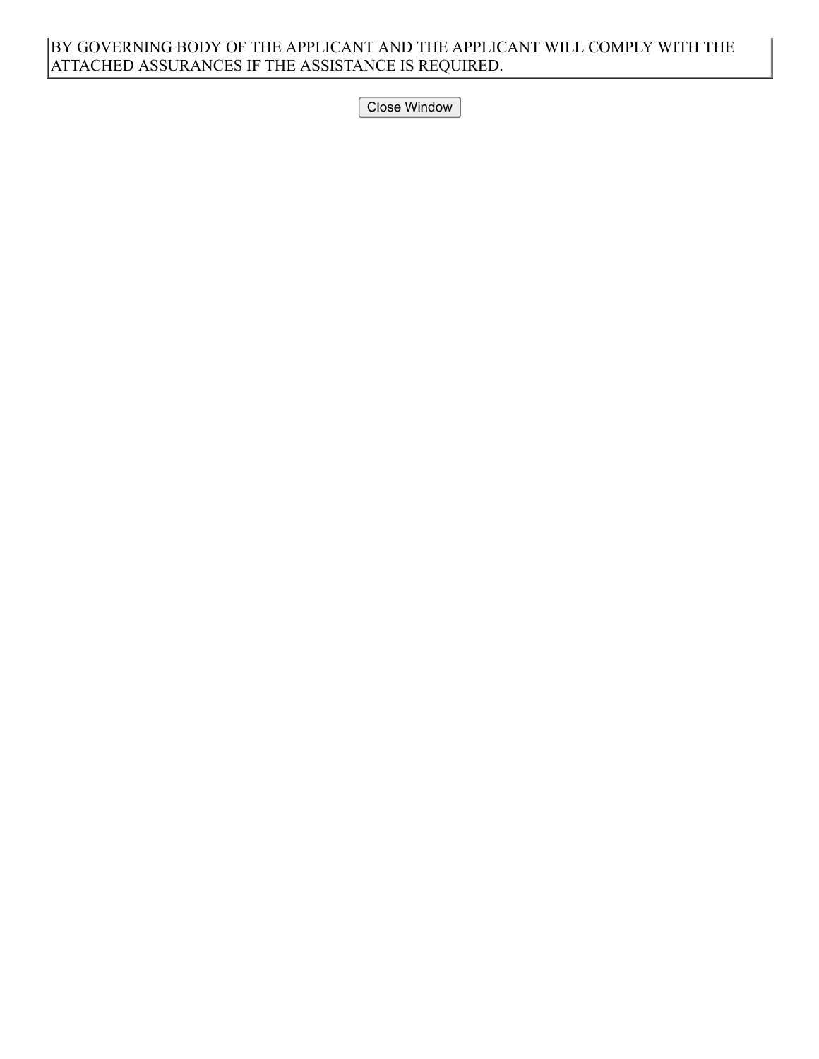BY GOVERNING BODY OF THE APPLICANT AND THE APPLICANT WILL COMPLY WITH THE ATTACHED ASSURANCES IF THE ASSISTANCE IS REQUIRED.

Close Window